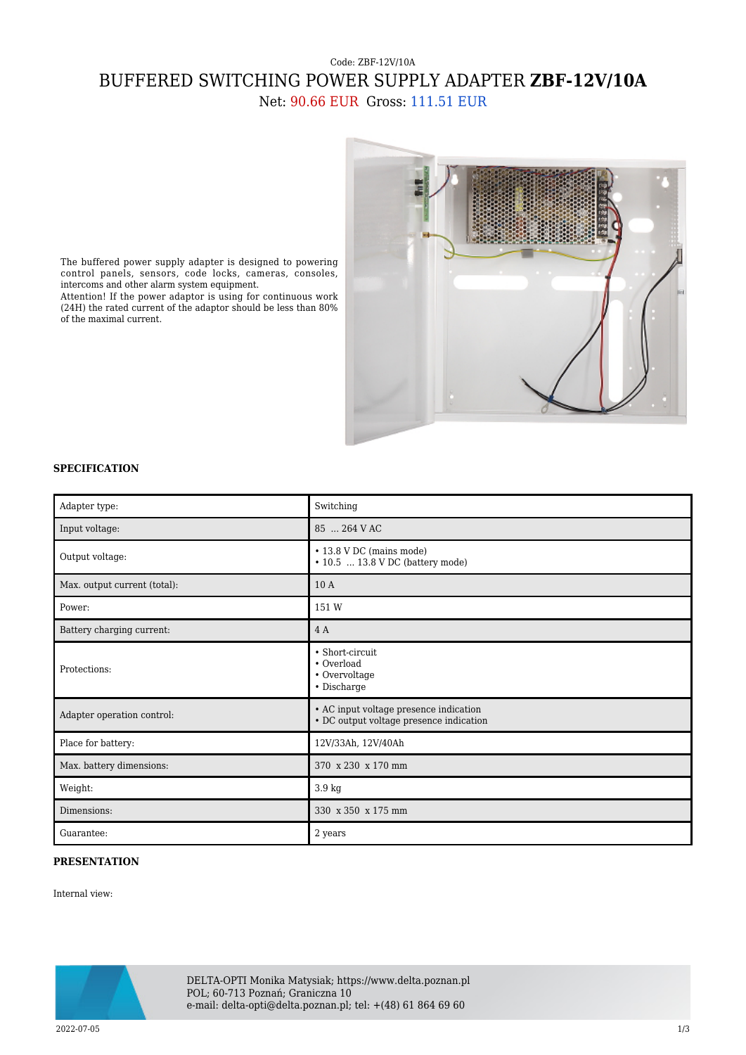Code: ZBF-12V/10A

# BUFFERED SWITCHING POWER SUPPLY ADAPTER **ZBF-12V/10A**

Net: 90.66 EUR Gross: 111.51 EUR

The buffered power supply adapter is designed to powering control panels, sensors, code locks, cameras, consoles, intercoms and other alarm system equipment.
Attention! If the power adaptor is using for continuous work (24H) the rated current of the adaptor should be less than 80% of the maximal current.

## SPECIFICATION

| | |
|---|---|
| Adapter type: | Switching |
| Input voltage: | 85 ... 264 V AC |
| Output voltage: | • 13.8 V DC (mains mode)<br>• 10.5 ... 13.8 V DC (battery mode) |
| Max. output current (total): | 10 A |
| Power: | 151 W |
| Battery charging current: | 4 A |
| Protections: | • Short-circuit<br>• Overload<br>• Overvoltage<br>• Discharge |
| Adapter operation control: | • AC input voltage presence indication<br>• DC output voltage presence indication |
| Place for battery: | 12V/33Ah, 12V/40Ah |
| Max. battery dimensions: | 370 x 230 x 170 mm |
| Weight: | 3.9 kg |
| Dimensions: | 330 x 350 x 175 mm |
| Guarantee: | 2 years |

## PRESENTATION

Internal view:

DELTA-OPTI Monika Matysiak; https://www.delta.poznan.pl
POL; 60-713 Poznań; Graniczna 10
e-mail: delta-opti@delta.poznan.pl; tel: +(48) 61 864 69 60

2022-07-05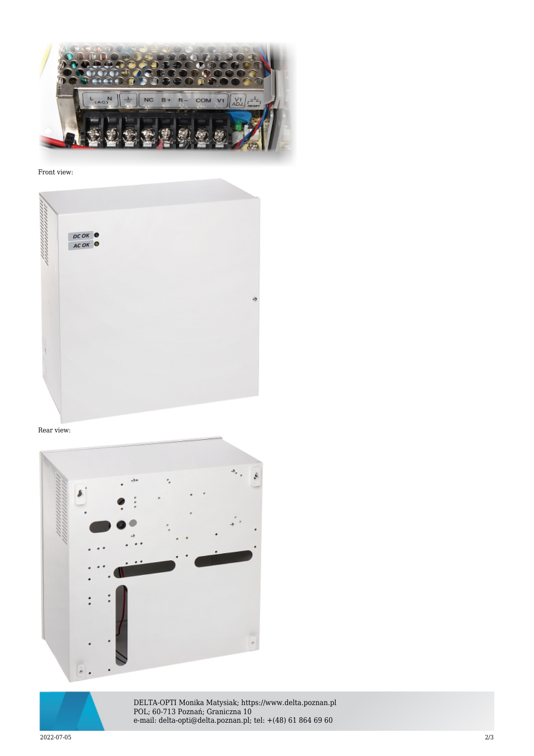Front view:

Rear view: